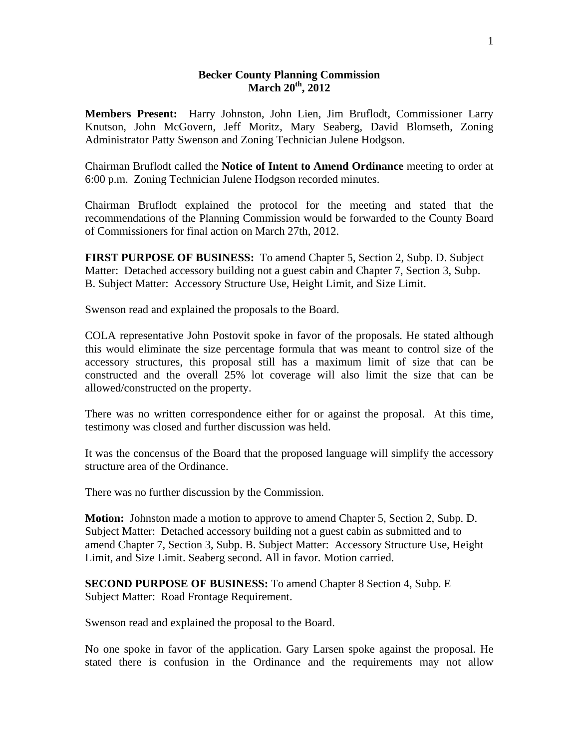**Becker County Planning Commission**
**March 20th, 2012**

**Members Present:** Harry Johnston, John Lien, Jim Bruflodt, Commissioner Larry Knutson, John McGovern, Jeff Moritz, Mary Seaberg, David Blomseth, Zoning Administrator Patty Swenson and Zoning Technician Julene Hodgson.

Chairman Bruflodt called the **Notice of Intent to Amend Ordinance** meeting to order at 6:00 p.m. Zoning Technician Julene Hodgson recorded minutes.

Chairman Bruflodt explained the protocol for the meeting and stated that the recommendations of the Planning Commission would be forwarded to the County Board of Commissioners for final action on March 27th, 2012.

**FIRST PURPOSE OF BUSINESS:** To amend Chapter 5, Section 2, Subp. D. Subject Matter: Detached accessory building not a guest cabin and Chapter 7, Section 3, Subp. B. Subject Matter: Accessory Structure Use, Height Limit, and Size Limit.

Swenson read and explained the proposals to the Board.

COLA representative John Postovit spoke in favor of the proposals. He stated although this would eliminate the size percentage formula that was meant to control size of the accessory structures, this proposal still has a maximum limit of size that can be constructed and the overall 25% lot coverage will also limit the size that can be allowed/constructed on the property.

There was no written correspondence either for or against the proposal. At this time, testimony was closed and further discussion was held.

It was the concensus of the Board that the proposed language will simplify the accessory structure area of the Ordinance.

There was no further discussion by the Commission.

**Motion:** Johnston made a motion to approve to amend Chapter 5, Section 2, Subp. D. Subject Matter: Detached accessory building not a guest cabin as submitted and to amend Chapter 7, Section 3, Subp. B. Subject Matter: Accessory Structure Use, Height Limit, and Size Limit. Seaberg second. All in favor. Motion carried.

**SECOND PURPOSE OF BUSINESS:** To amend Chapter 8 Section 4, Subp. E Subject Matter: Road Frontage Requirement.

Swenson read and explained the proposal to the Board.

No one spoke in favor of the application. Gary Larsen spoke against the proposal. He stated there is confusion in the Ordinance and the requirements may not allow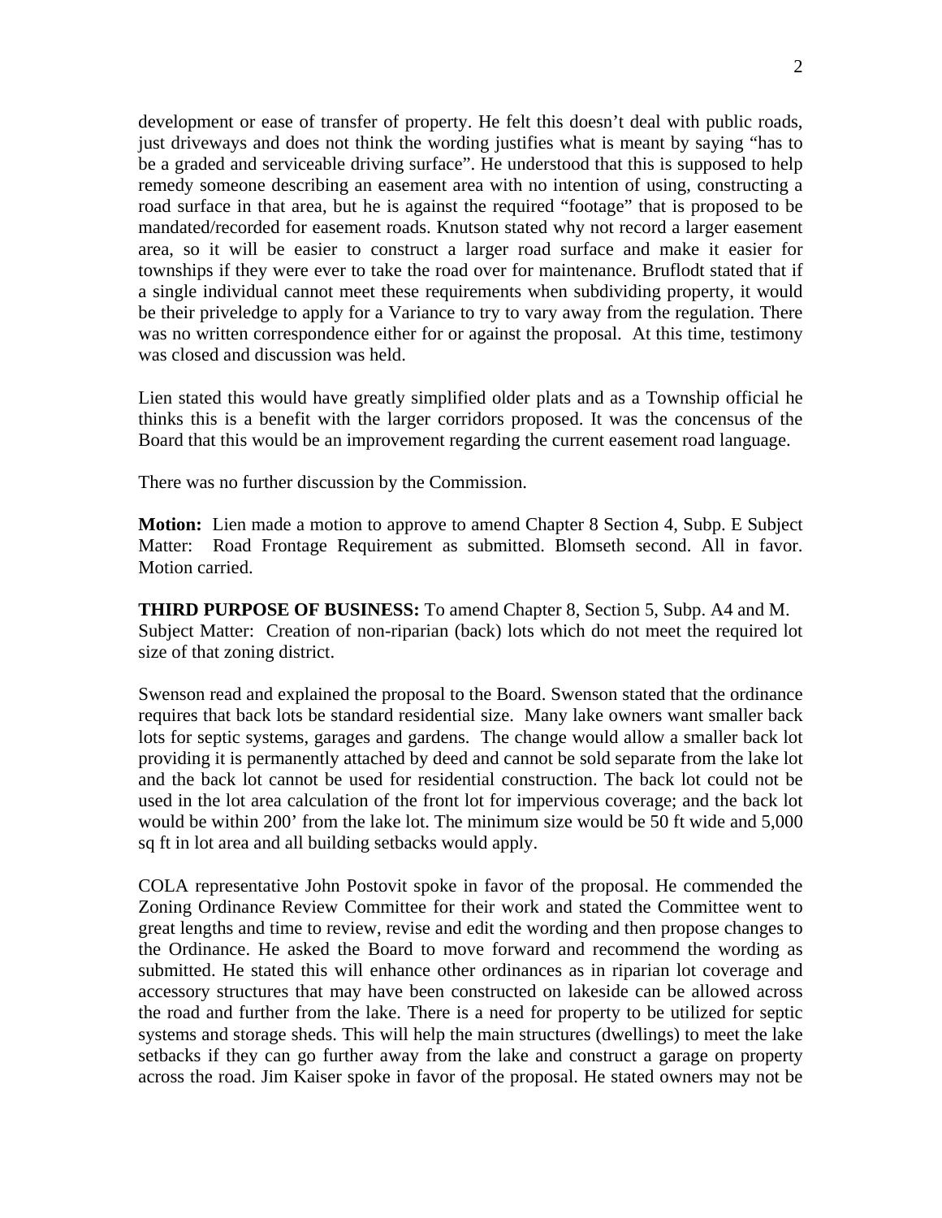development or ease of transfer of property. He felt this doesn't deal with public roads, just driveways and does not think the wording justifies what is meant by saying "has to be a graded and serviceable driving surface". He understood that this is supposed to help remedy someone describing an easement area with no intention of using, constructing a road surface in that area, but he is against the required "footage" that is proposed to be mandated/recorded for easement roads. Knutson stated why not record a larger easement area, so it will be easier to construct a larger road surface and make it easier for townships if they were ever to take the road over for maintenance. Bruflodt stated that if a single individual cannot meet these requirements when subdividing property, it would be their priveledge to apply for a Variance to try to vary away from the regulation. There was no written correspondence either for or against the proposal. At this time, testimony was closed and discussion was held.

Lien stated this would have greatly simplified older plats and as a Township official he thinks this is a benefit with the larger corridors proposed. It was the concensus of the Board that this would be an improvement regarding the current easement road language.

There was no further discussion by the Commission.

**Motion:** Lien made a motion to approve to amend Chapter 8 Section 4, Subp. E Subject Matter: Road Frontage Requirement as submitted. Blomseth second. All in favor. Motion carried.

**THIRD PURPOSE OF BUSINESS:** To amend Chapter 8, Section 5, Subp. A4 and M. Subject Matter: Creation of non-riparian (back) lots which do not meet the required lot size of that zoning district.

Swenson read and explained the proposal to the Board. Swenson stated that the ordinance requires that back lots be standard residential size. Many lake owners want smaller back lots for septic systems, garages and gardens. The change would allow a smaller back lot providing it is permanently attached by deed and cannot be sold separate from the lake lot and the back lot cannot be used for residential construction. The back lot could not be used in the lot area calculation of the front lot for impervious coverage; and the back lot would be within 200' from the lake lot. The minimum size would be 50 ft wide and 5,000 sq ft in lot area and all building setbacks would apply.

COLA representative John Postovit spoke in favor of the proposal. He commended the Zoning Ordinance Review Committee for their work and stated the Committee went to great lengths and time to review, revise and edit the wording and then propose changes to the Ordinance. He asked the Board to move forward and recommend the wording as submitted. He stated this will enhance other ordinances as in riparian lot coverage and accessory structures that may have been constructed on lakeside can be allowed across the road and further from the lake. There is a need for property to be utilized for septic systems and storage sheds. This will help the main structures (dwellings) to meet the lake setbacks if they can go further away from the lake and construct a garage on property across the road. Jim Kaiser spoke in favor of the proposal. He stated owners may not be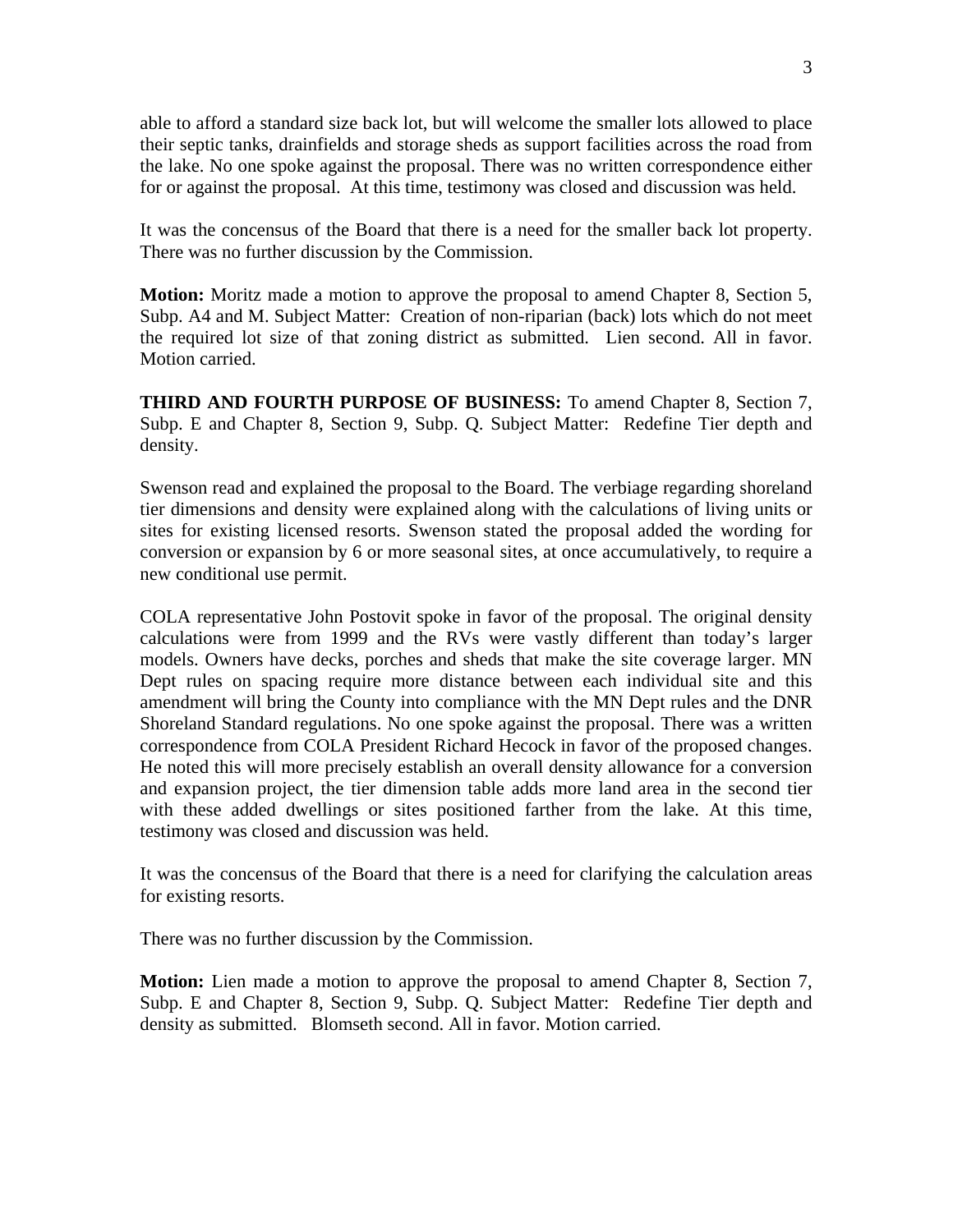able to afford a standard size back lot, but will welcome the smaller lots allowed to place their septic tanks, drainfields and storage sheds as support facilities across the road from the lake. No one spoke against the proposal. There was no written correspondence either for or against the proposal. At this time, testimony was closed and discussion was held.

It was the concensus of the Board that there is a need for the smaller back lot property. There was no further discussion by the Commission.

**Motion:** Moritz made a motion to approve the proposal to amend Chapter 8, Section 5, Subp. A4 and M. Subject Matter: Creation of non-riparian (back) lots which do not meet the required lot size of that zoning district as submitted. Lien second. All in favor. Motion carried.

**THIRD AND FOURTH PURPOSE OF BUSINESS:** To amend Chapter 8, Section 7, Subp. E and Chapter 8, Section 9, Subp. Q. Subject Matter: Redefine Tier depth and density.

Swenson read and explained the proposal to the Board. The verbiage regarding shoreland tier dimensions and density were explained along with the calculations of living units or sites for existing licensed resorts. Swenson stated the proposal added the wording for conversion or expansion by 6 or more seasonal sites, at once accumulatively, to require a new conditional use permit.

COLA representative John Postovit spoke in favor of the proposal. The original density calculations were from 1999 and the RVs were vastly different than today's larger models. Owners have decks, porches and sheds that make the site coverage larger. MN Dept rules on spacing require more distance between each individual site and this amendment will bring the County into compliance with the MN Dept rules and the DNR Shoreland Standard regulations. No one spoke against the proposal. There was a written correspondence from COLA President Richard Hecock in favor of the proposed changes. He noted this will more precisely establish an overall density allowance for a conversion and expansion project, the tier dimension table adds more land area in the second tier with these added dwellings or sites positioned farther from the lake. At this time, testimony was closed and discussion was held.

It was the concensus of the Board that there is a need for clarifying the calculation areas for existing resorts.

There was no further discussion by the Commission.

**Motion:** Lien made a motion to approve the proposal to amend Chapter 8, Section 7, Subp. E and Chapter 8, Section 9, Subp. Q. Subject Matter: Redefine Tier depth and density as submitted. Blomseth second. All in favor. Motion carried.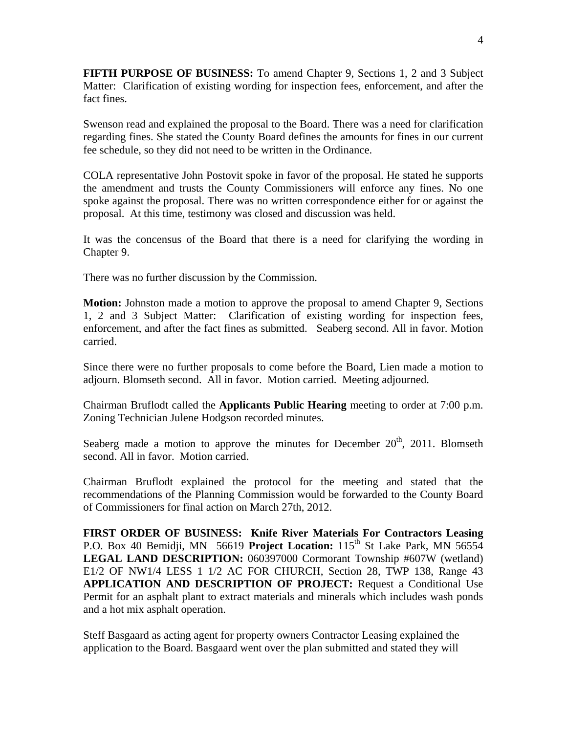**FIFTH PURPOSE OF BUSINESS:** To amend Chapter 9, Sections 1, 2 and 3 Subject Matter: Clarification of existing wording for inspection fees, enforcement, and after the fact fines.

Swenson read and explained the proposal to the Board. There was a need for clarification regarding fines. She stated the County Board defines the amounts for fines in our current fee schedule, so they did not need to be written in the Ordinance.

COLA representative John Postovit spoke in favor of the proposal. He stated he supports the amendment and trusts the County Commissioners will enforce any fines. No one spoke against the proposal. There was no written correspondence either for or against the proposal. At this time, testimony was closed and discussion was held.

It was the concensus of the Board that there is a need for clarifying the wording in Chapter 9.

There was no further discussion by the Commission.

**Motion:** Johnston made a motion to approve the proposal to amend Chapter 9, Sections 1, 2 and 3 Subject Matter: Clarification of existing wording for inspection fees, enforcement, and after the fact fines as submitted. Seaberg second. All in favor. Motion carried.

Since there were no further proposals to come before the Board, Lien made a motion to adjourn. Blomseth second. All in favor. Motion carried. Meeting adjourned.

Chairman Bruflodt called the **Applicants Public Hearing** meeting to order at 7:00 p.m. Zoning Technician Julene Hodgson recorded minutes.

Seaberg made a motion to approve the minutes for December 20th, 2011. Blomseth second. All in favor. Motion carried.

Chairman Bruflodt explained the protocol for the meeting and stated that the recommendations of the Planning Commission would be forwarded to the County Board of Commissioners for final action on March 27th, 2012.

**FIRST ORDER OF BUSINESS: Knife River Materials For Contractors Leasing** P.O. Box 40 Bemidji, MN 56619 **Project Location:** 115th St Lake Park, MN 56554 **LEGAL LAND DESCRIPTION:** 060397000 Cormorant Township #607W (wetland) E1/2 OF NW1/4 LESS 1 1/2 AC FOR CHURCH, Section 28, TWP 138, Range 43 **APPLICATION AND DESCRIPTION OF PROJECT:** Request a Conditional Use Permit for an asphalt plant to extract materials and minerals which includes wash ponds and a hot mix asphalt operation.

Steff Basgaard as acting agent for property owners Contractor Leasing explained the application to the Board. Basgaard went over the plan submitted and stated they will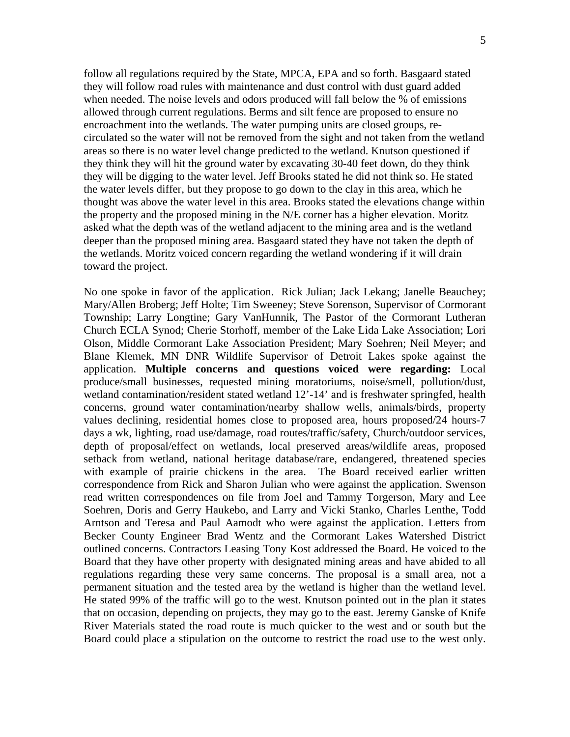follow all regulations required by the State, MPCA, EPA and so forth. Basgaard stated they will follow road rules with maintenance and dust control with dust guard added when needed. The noise levels and odors produced will fall below the % of emissions allowed through current regulations. Berms and silt fence are proposed to ensure no encroachment into the wetlands. The water pumping units are closed groups, re-circulated so the water will not be removed from the sight and not taken from the wetland areas so there is no water level change predicted to the wetland. Knutson questioned if they think they will hit the ground water by excavating 30-40 feet down, do they think they will be digging to the water level. Jeff Brooks stated he did not think so. He stated the water levels differ, but they propose to go down to the clay in this area, which he thought was above the water level in this area. Brooks stated the elevations change within the property and the proposed mining in the N/E corner has a higher elevation. Moritz asked what the depth was of the wetland adjacent to the mining area and is the wetland deeper than the proposed mining area. Basgaard stated they have not taken the depth of the wetlands. Moritz voiced concern regarding the wetland wondering if it will drain toward the project.

No one spoke in favor of the application. Rick Julian; Jack Lekang; Janelle Beauchey; Mary/Allen Broberg; Jeff Holte; Tim Sweeney; Steve Sorenson, Supervisor of Cormorant Township; Larry Longtine; Gary VanHunnik, The Pastor of the Cormorant Lutheran Church ECLA Synod; Cherie Storhoff, member of the Lake Lida Lake Association; Lori Olson, Middle Cormorant Lake Association President; Mary Soehren; Neil Meyer; and Blane Klemek, MN DNR Wildlife Supervisor of Detroit Lakes spoke against the application. **Multiple concerns and questions voiced were regarding:** Local produce/small businesses, requested mining moratoriums, noise/smell, pollution/dust, wetland contamination/resident stated wetland 12'-14' and is freshwater springfed, health concerns, ground water contamination/nearby shallow wells, animals/birds, property values declining, residential homes close to proposed area, hours proposed/24 hours-7 days a wk, lighting, road use/damage, road routes/traffic/safety, Church/outdoor services, depth of proposal/effect on wetlands, local preserved areas/wildlife areas, proposed setback from wetland, national heritage database/rare, endangered, threatened species with example of prairie chickens in the area. The Board received earlier written correspondence from Rick and Sharon Julian who were against the application. Swenson read written correspondences on file from Joel and Tammy Torgerson, Mary and Lee Soehren, Doris and Gerry Haukebo, and Larry and Vicki Stanko, Charles Lenthe, Todd Arntson and Teresa and Paul Aamodt who were against the application. Letters from Becker County Engineer Brad Wentz and the Cormorant Lakes Watershed District outlined concerns. Contractors Leasing Tony Kost addressed the Board. He voiced to the Board that they have other property with designated mining areas and have abided to all regulations regarding these very same concerns. The proposal is a small area, not a permanent situation and the tested area by the wetland is higher than the wetland level. He stated 99% of the traffic will go to the west. Knutson pointed out in the plan it states that on occasion, depending on projects, they may go to the east. Jeremy Ganske of Knife River Materials stated the road route is much quicker to the west and or south but the Board could place a stipulation on the outcome to restrict the road use to the west only.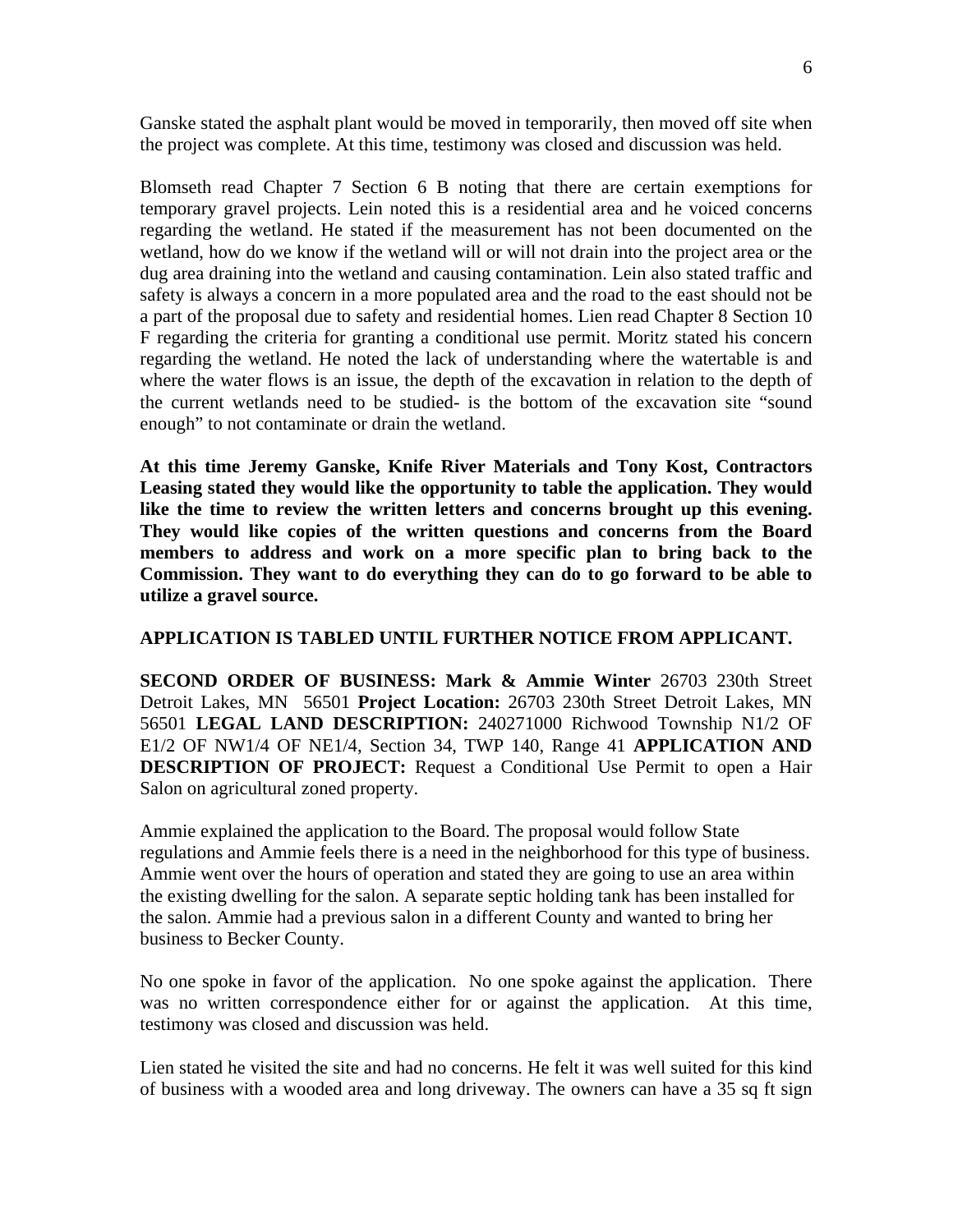Ganske stated the asphalt plant would be moved in temporarily, then moved off site when the project was complete. At this time, testimony was closed and discussion was held.

Blomseth read Chapter 7 Section 6 B noting that there are certain exemptions for temporary gravel projects. Lein noted this is a residential area and he voiced concerns regarding the wetland. He stated if the measurement has not been documented on the wetland, how do we know if the wetland will or will not drain into the project area or the dug area draining into the wetland and causing contamination. Lein also stated traffic and safety is always a concern in a more populated area and the road to the east should not be a part of the proposal due to safety and residential homes. Lien read Chapter 8 Section 10 F regarding the criteria for granting a conditional use permit. Moritz stated his concern regarding the wetland. He noted the lack of understanding where the watertable is and where the water flows is an issue, the depth of the excavation in relation to the depth of the current wetlands need to be studied- is the bottom of the excavation site "sound enough" to not contaminate or drain the wetland.

**At this time Jeremy Ganske, Knife River Materials and Tony Kost, Contractors Leasing stated they would like the opportunity to table the application. They would like the time to review the written letters and concerns brought up this evening. They would like copies of the written questions and concerns from the Board members to address and work on a more specific plan to bring back to the Commission. They want to do everything they can do to go forward to be able to utilize a gravel source.**

**APPLICATION IS TABLED UNTIL FURTHER NOTICE FROM APPLICANT.**

**SECOND ORDER OF BUSINESS: Mark & Ammie Winter** 26703 230th Street Detroit Lakes, MN 56501 **Project Location:** 26703 230th Street Detroit Lakes, MN 56501 **LEGAL LAND DESCRIPTION:** 240271000 Richwood Township N1/2 OF E1/2 OF NW1/4 OF NE1/4, Section 34, TWP 140, Range 41 **APPLICATION AND DESCRIPTION OF PROJECT:** Request a Conditional Use Permit to open a Hair Salon on agricultural zoned property.

Ammie explained the application to the Board. The proposal would follow State regulations and Ammie feels there is a need in the neighborhood for this type of business. Ammie went over the hours of operation and stated they are going to use an area within the existing dwelling for the salon. A separate septic holding tank has been installed for the salon. Ammie had a previous salon in a different County and wanted to bring her business to Becker County.

No one spoke in favor of the application. No one spoke against the application. There was no written correspondence either for or against the application. At this time, testimony was closed and discussion was held.

Lien stated he visited the site and had no concerns. He felt it was well suited for this kind of business with a wooded area and long driveway. The owners can have a 35 sq ft sign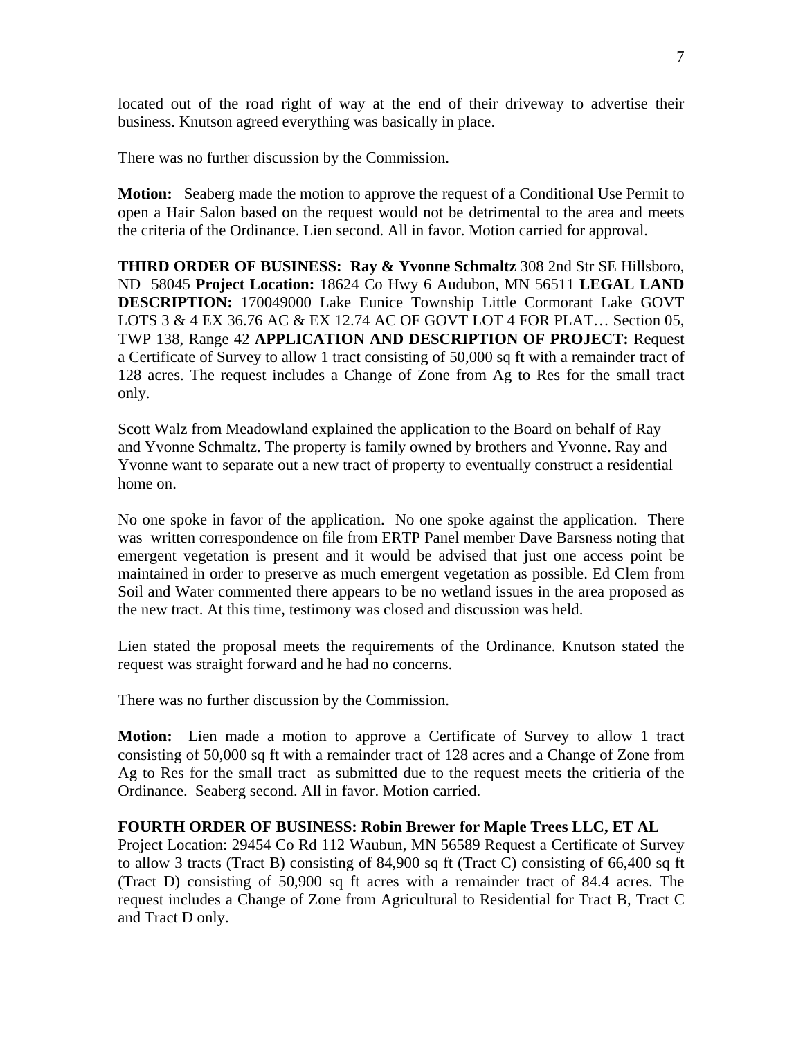located out of the road right of way at the end of their driveway to advertise their business. Knutson agreed everything was basically in place.

There was no further discussion by the Commission.

**Motion:** Seaberg made the motion to approve the request of a Conditional Use Permit to open a Hair Salon based on the request would not be detrimental to the area and meets the criteria of the Ordinance. Lien second. All in favor. Motion carried for approval.

**THIRD ORDER OF BUSINESS: Ray & Yvonne Schmaltz** 308 2nd Str SE Hillsboro, ND 58045 **Project Location:** 18624 Co Hwy 6 Audubon, MN 56511 **LEGAL LAND DESCRIPTION:** 170049000 Lake Eunice Township Little Cormorant Lake GOVT LOTS 3 & 4 EX 36.76 AC & EX 12.74 AC OF GOVT LOT 4 FOR PLAT… Section 05, TWP 138, Range 42 **APPLICATION AND DESCRIPTION OF PROJECT:** Request a Certificate of Survey to allow 1 tract consisting of 50,000 sq ft with a remainder tract of 128 acres. The request includes a Change of Zone from Ag to Res for the small tract only.

Scott Walz from Meadowland explained the application to the Board on behalf of Ray and Yvonne Schmaltz. The property is family owned by brothers and Yvonne. Ray and Yvonne want to separate out a new tract of property to eventually construct a residential home on.

No one spoke in favor of the application. No one spoke against the application. There was written correspondence on file from ERTP Panel member Dave Barsness noting that emergent vegetation is present and it would be advised that just one access point be maintained in order to preserve as much emergent vegetation as possible. Ed Clem from Soil and Water commented there appears to be no wetland issues in the area proposed as the new tract. At this time, testimony was closed and discussion was held.

Lien stated the proposal meets the requirements of the Ordinance. Knutson stated the request was straight forward and he had no concerns.

There was no further discussion by the Commission.

**Motion:** Lien made a motion to approve a Certificate of Survey to allow 1 tract consisting of 50,000 sq ft with a remainder tract of 128 acres and a Change of Zone from Ag to Res for the small tract as submitted due to the request meets the critieria of the Ordinance. Seaberg second. All in favor. Motion carried.

**FOURTH ORDER OF BUSINESS: Robin Brewer for Maple Trees LLC, ET AL**
Project Location: 29454 Co Rd 112 Waubun, MN 56589 Request a Certificate of Survey to allow 3 tracts (Tract B) consisting of 84,900 sq ft (Tract C) consisting of 66,400 sq ft (Tract D) consisting of 50,900 sq ft acres with a remainder tract of 84.4 acres. The request includes a Change of Zone from Agricultural to Residential for Tract B, Tract C and Tract D only.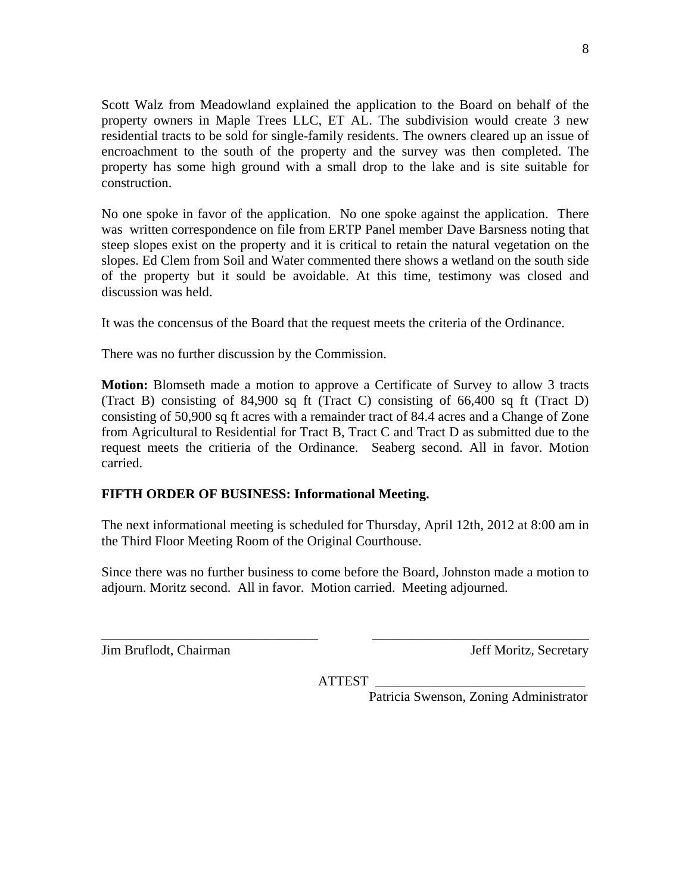Scott Walz from Meadowland explained the application to the Board on behalf of the property owners in Maple Trees LLC, ET AL. The subdivision would create 3 new residential tracts to be sold for single-family residents. The owners cleared up an issue of encroachment to the south of the property and the survey was then completed. The property has some high ground with a small drop to the lake and is site suitable for construction.

No one spoke in favor of the application. No one spoke against the application. There was written correspondence on file from ERTP Panel member Dave Barsness noting that steep slopes exist on the property and it is critical to retain the natural vegetation on the slopes. Ed Clem from Soil and Water commented there shows a wetland on the south side of the property but it sould be avoidable. At this time, testimony was closed and discussion was held.

It was the concensus of the Board that the request meets the criteria of the Ordinance.

There was no further discussion by the Commission.

**Motion:** Blomseth made a motion to approve a Certificate of Survey to allow 3 tracts (Tract B) consisting of 84,900 sq ft (Tract C) consisting of 66,400 sq ft (Tract D) consisting of 50,900 sq ft acres with a remainder tract of 84.4 acres and a Change of Zone from Agricultural to Residential for Tract B, Tract C and Tract D as submitted due to the request meets the critieria of the Ordinance. Seaberg second. All in favor. Motion carried.

**FIFTH ORDER OF BUSINESS: Informational Meeting.**

The next informational meeting is scheduled for Thursday, April 12th, 2012 at 8:00 am in the Third Floor Meeting Room of the Original Courthouse.

Since there was no further business to come before the Board, Johnston made a motion to adjourn. Moritz second. All in favor. Motion carried. Meeting adjourned.

\_\_\_\_\_\_\_\_\_\_\_\_\_\_\_\_\_\_\_\_\_\_\_\_\_\_\_\_\_\_\_\_ \_\_\_\_\_\_\_\_\_\_\_\_\_\_\_\_\_\_\_\_\_\_\_\_\_\_\_\_\_\_\_\_

Jim Bruflodt, Chairman Jeff Moritz, Secretary

ATTEST \_\_\_\_\_\_\_\_\_\_\_\_\_\_\_\_\_\_\_\_\_\_\_\_\_\_\_\_\_\_\_

Patricia Swenson, Zoning Administrator